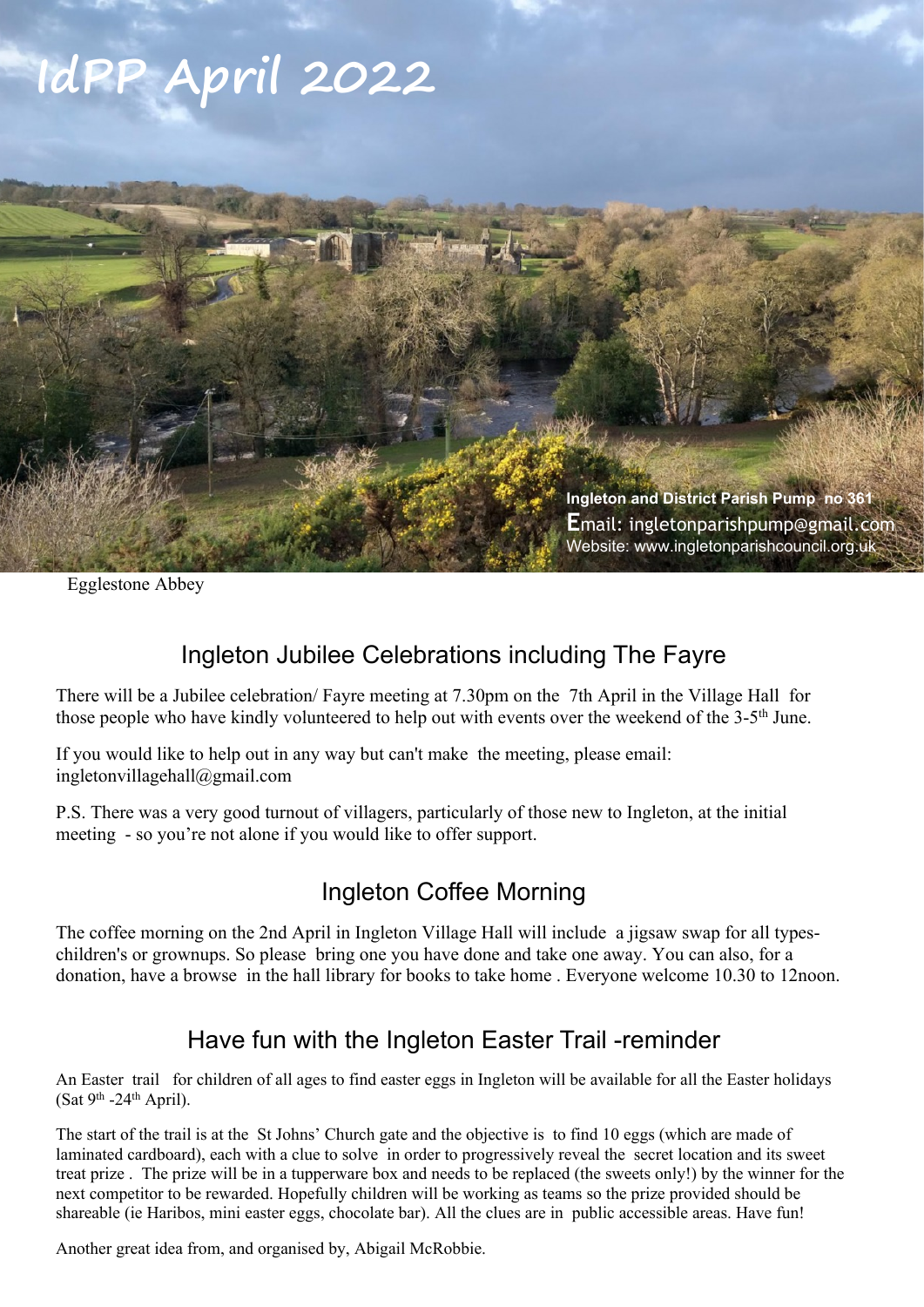# IdPP April 2022

**Ingleton and District Parish Pump no 361**
Email: ingletonparishpump@gmail.com
Website: www.ingletonparishcouncil.org.uk

Egglestone Abbey

## Ingleton Jubilee Celebrations including The Fayre

There will be a Jubilee celebration/ Fayre meeting at 7.30pm on the 7th April in the Village Hall for those people who have kindly volunteered to help out with events over the weekend of the 3-5th June.

If you would like to help out in any way but can't make the meeting, please email: ingletonvillagehall@gmail.com

P.S. There was a very good turnout of villagers, particularly of those new to Ingleton, at the initial meeting - so you're not alone if you would like to offer support.

## Ingleton Coffee Morning

The coffee morning on the 2nd April in Ingleton Village Hall will include a jigsaw swap for all types- children's or grownups. So please bring one you have done and take one away. You can also, for a donation, have a browse in the hall library for books to take home . Everyone welcome 10.30 to 12noon.

## Have fun with the Ingleton Easter Trail -reminder

An Easter trail for children of all ages to find easter eggs in Ingleton will be available for all the Easter holidays (Sat 9th -24th April).

The start of the trail is at the St Johns' Church gate and the objective is to find 10 eggs (which are made of laminated cardboard), each with a clue to solve in order to progressively reveal the secret location and its sweet treat prize . The prize will be in a tupperware box and needs to be replaced (the sweets only!) by the winner for the next competitor to be rewarded. Hopefully children will be working as teams so the prize provided should be shareable (ie Haribos, mini easter eggs, chocolate bar). All the clues are in public accessible areas. Have fun!

Another great idea from, and organised by, Abigail McRobbie.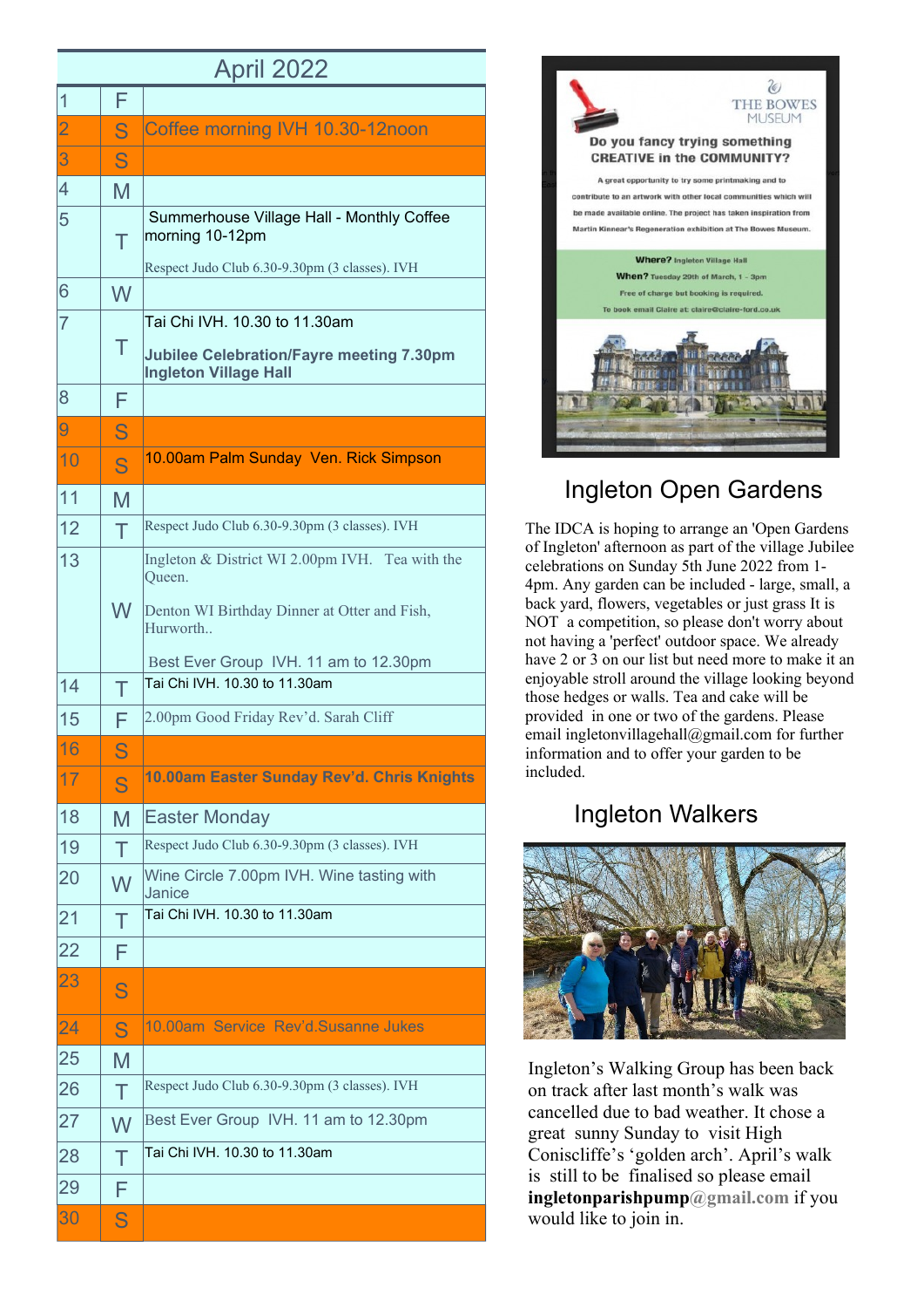| April 2022 | | |
|---|---|---|
| 1 | F | |
| 2 | S | Coffee morning IVH 10.30-12noon |
| 3 | S | |
| 4 | M | |
| 5 | T | Summerhouse Village Hall - Monthly Coffee morning 10-12pm<br><br>Respect Judo Club 6.30-9.30pm (3 classes). IVH |
| 6 | W | |
| 7 | T | Tai Chi IVH. 10.30 to 11.30am<br><br>**Jubilee Celebration/Fayre meeting 7.30pm Ingleton Village Hall** |
| 8 | F | |
| 9 | S | |
| 10 | S | 10.00am Palm Sunday Ven. Rick Simpson |
| 11 | M | |
| 12 | T | Respect Judo Club 6.30-9.30pm (3 classes). IVH |
| 13 | W | Ingleton & District WI 2.00pm IVH. Tea with the Queen.<br><br>Denton WI Birthday Dinner at Otter and Fish, Hurworth..<br><br>Best Ever Group IVH. 11 am to 12.30pm |
| 14 | T | Tai Chi IVH. 10.30 to 11.30am |
| 15 | F | 2.00pm Good Friday Rev'd. Sarah Cliff |
| 16 | S | |
| 17 | S | **10.00am Easter Sunday Rev'd. Chris Knights** |
| 18 | M | Easter Monday |
| 19 | T | Respect Judo Club 6.30-9.30pm (3 classes). IVH |
| 20 | W | Wine Circle 7.00pm IVH. Wine tasting with Janice |
| 21 | T | Tai Chi IVH. 10.30 to 11.30am |
| 22 | F | |
| 23 | S | |
| 24 | S | 10.00am Service Rev'd.Susanne Jukes |
| 25 | M | |
| 26 | T | Respect Judo Club 6.30-9.30pm (3 classes). IVH |
| 27 | W | Best Ever Group IVH. 11 am to 12.30pm |
| 28 | T | Tai Chi IVH. 10.30 to 11.30am |
| 29 | F | |
| 30 | S | |

THE BOWES MUSEUM

**Do you fancy trying something CREATIVE in the COMMUNITY?**

A great opportunity to try some printmaking and to contribute to an artwork with other local communities which will be made available online. The project has taken inspiration from Martin Kinnear's Regeneration exhibition at The Bowes Museum.

**Where?** Ingleton Village Hall

**When?** Tuesday 29th of March, 1 - 3pm

Free of charge but booking is required.

To book email Claire at: claire@claire-ford.co.uk

## Ingleton Open Gardens

The IDCA is hoping to arrange an 'Open Gardens of Ingleton' afternoon as part of the village Jubilee celebrations on Sunday 5th June 2022 from 1-4pm. Any garden can be included - large, small, a back yard, flowers, vegetables or just grass It is NOT a competition, so please don't worry about not having a 'perfect' outdoor space. We already have 2 or 3 on our list but need more to make it an enjoyable stroll around the village looking beyond those hedges or walls. Tea and cake will be provided in one or two of the gardens. Please email ingletonvillagehall@gmail.com for further information and to offer your garden to be included.

## Ingleton Walkers

Ingleton's Walking Group has been back on track after last month's walk was cancelled due to bad weather. It chose a great sunny Sunday to visit High Coniscliffe's 'golden arch'. April's walk is still to be finalised so please email **ingletonparishpump@gmail.com** if you would like to join in.